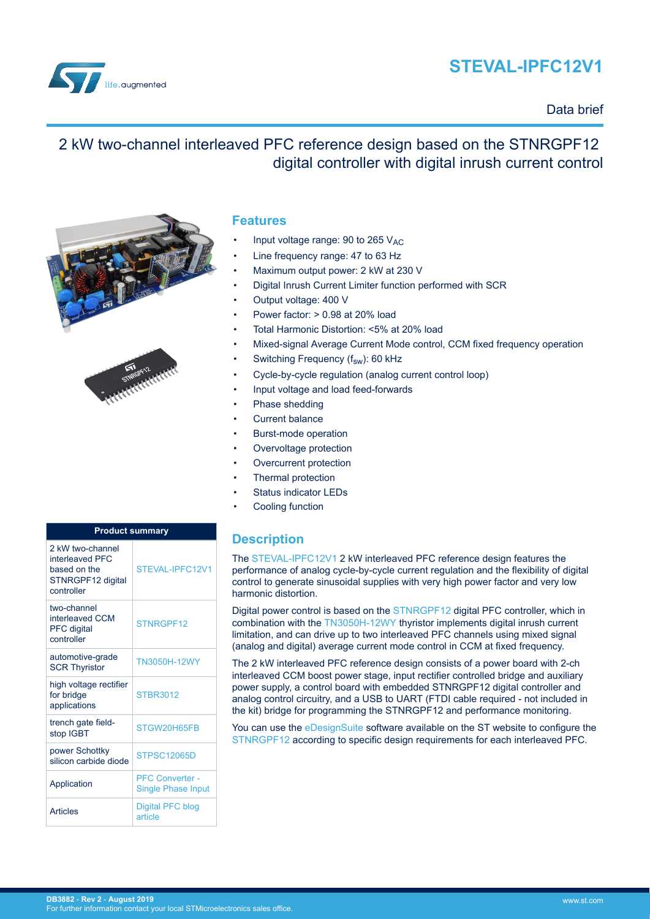# STEVAL-IPFC12V1

Data brief

## 2 kW two-channel interleaved PFC reference design based on the STNRGPF12 digital controller with digital inrush current control

## Features

- Input voltage range: 90 to 265 $V_{AC}$
- Line frequency range: 47 to 63 Hz
- Maximum output power: 2 kW at 230 V
- Digital Inrush Current Limiter function performed with SCR
- Output voltage: 400 V
- Power factor: > 0.98 at 20% load
- Total Harmonic Distortion: <5% at 20% load
- Mixed-signal Average Current Mode control, CCM fixed frequency operation
- Switching Frequency ($f_{sw}$): 60 kHz
- Cycle-by-cycle regulation (analog current control loop)
- Input voltage and load feed-forwards
- Phase shedding
- Current balance
- Burst-mode operation
- Overvoltage protection
- Overcurrent protection
- Thermal protection
- Status indicator LEDs
- Cooling function

| Product summary | |
|---|---|
| 2 kW two-channel interleaved PFC based on the STNRGPF12 digital controller | STEVAL-IPFC12V1 |
| two-channel interleaved CCM PFC digital controller | STNRGPF12 |
| automotive-grade SCR Thyristor | TN3050H-12WY |
| high voltage rectifier for bridge applications | STBR3012 |
| trench gate field-stop IGBT | STGW20H65FB |
| power Schottky silicon carbide diode | STPSC12065D |
| Application | PFC Converter - Single Phase Input |
| Articles | Digital PFC blog article |

## Description

The STEVAL-IPFC12V1 2 kW interleaved PFC reference design features the performance of analog cycle-by-cycle current regulation and the flexibility of digital control to generate sinusoidal supplies with very high power factor and very low harmonic distortion.

Digital power control is based on the STNRGPF12 digital PFC controller, which in combination with the TN3050H-12WY thyristor implements digital inrush current limitation, and can drive up to two interleaved PFC channels using mixed signal (analog and digital) average current mode control in CCM at fixed frequency.

The 2 kW interleaved PFC reference design consists of a power board with 2-ch interleaved CCM boost power stage, input rectifier controlled bridge and auxiliary power supply, a control board with embedded STNRGPF12 digital controller and analog control circuitry, and a USB to UART (FTDI cable required - not included in the kit) bridge for programming the STNRGPF12 and performance monitoring.

You can use the eDesignSuite software available on the ST website to configure the STNRGPF12 according to specific design requirements for each interleaved PFC.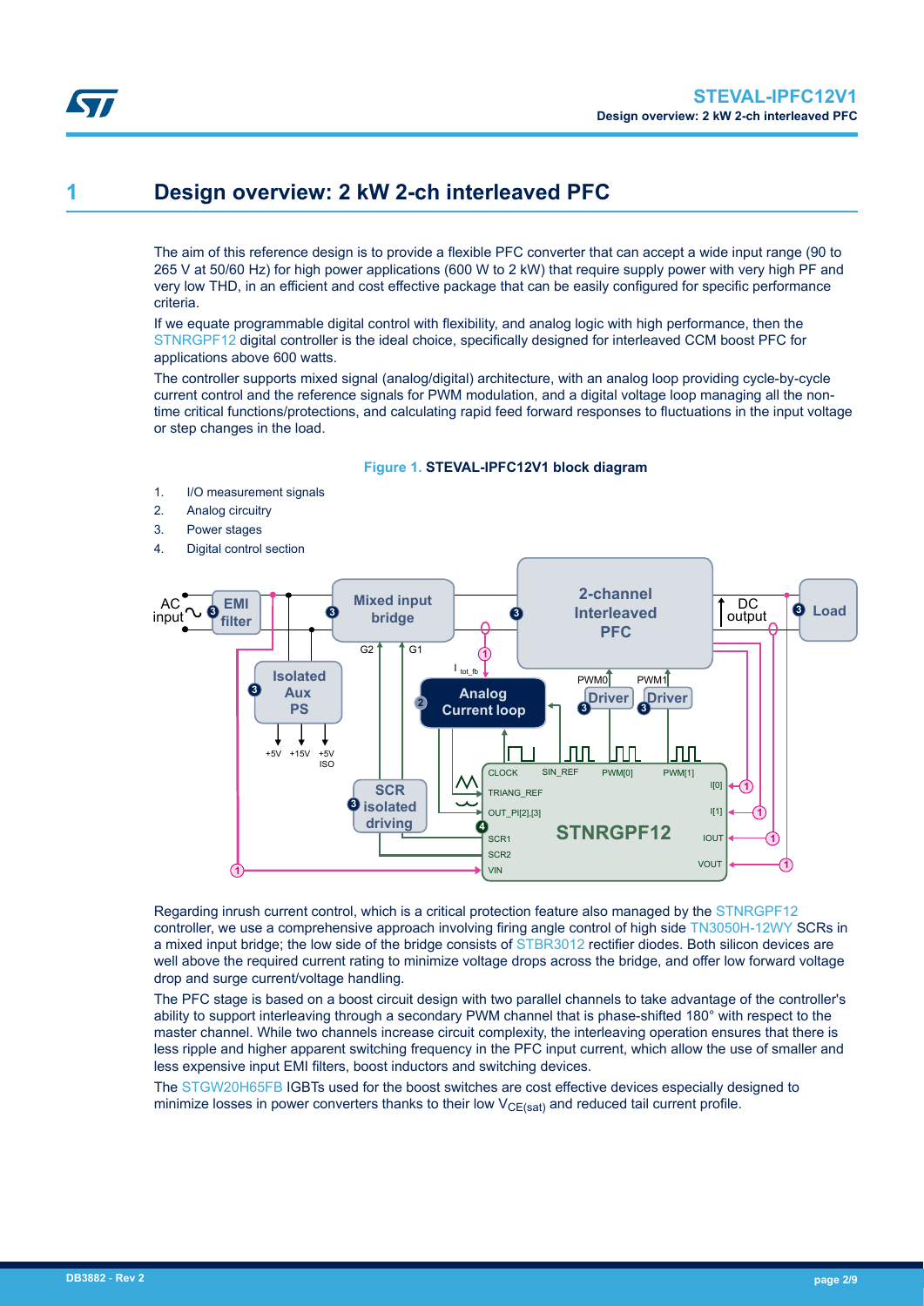# 1 Design overview: 2 kW 2-ch interleaved PFC

The aim of this reference design is to provide a flexible PFC converter that can accept a wide input range (90 to 265 V at 50/60 Hz) for high power applications (600 W to 2 kW) that require supply power with very high PF and very low THD, in an efficient and cost effective package that can be easily configured for specific performance criteria.

If we equate programmable digital control with flexibility, and analog logic with high performance, then the STNRGPF12 digital controller is the ideal choice, specifically designed for interleaved CCM boost PFC for applications above 600 watts.

The controller supports mixed signal (analog/digital) architecture, with an analog loop providing cycle-by-cycle current control and the reference signals for PWM modulation, and a digital voltage loop managing all the non-time critical functions/protections, and calculating rapid feed forward responses to fluctuations in the input voltage or step changes in the load.

**Figure 1. STEVAL-IPFC12V1 block diagram**

1. I/O measurement signals
2. Analog circuitry
3. Power stages
4. Digital control section

Regarding inrush current control, which is a critical protection feature also managed by the STNRGPF12 controller, we use a comprehensive approach involving firing angle control of high side TN3050H-12WY SCRs in a mixed input bridge; the low side of the bridge consists of STBR3012 rectifier diodes. Both silicon devices are well above the required current rating to minimize voltage drops across the bridge, and offer low forward voltage drop and surge current/voltage handling.

The PFC stage is based on a boost circuit design with two parallel channels to take advantage of the controller's ability to support interleaving through a secondary PWM channel that is phase-shifted 180° with respect to the master channel. While two channels increase circuit complexity, the interleaving operation ensures that there is less ripple and higher apparent switching frequency in the PFC input current, which allow the use of smaller and less expensive input EMI filters, boost inductors and switching devices.

The STGW20H65FB IGBTs used for the boost switches are cost effective devices especially designed to minimize losses in power converters thanks to their low $V_{CE(sat)}$ and reduced tail current profile.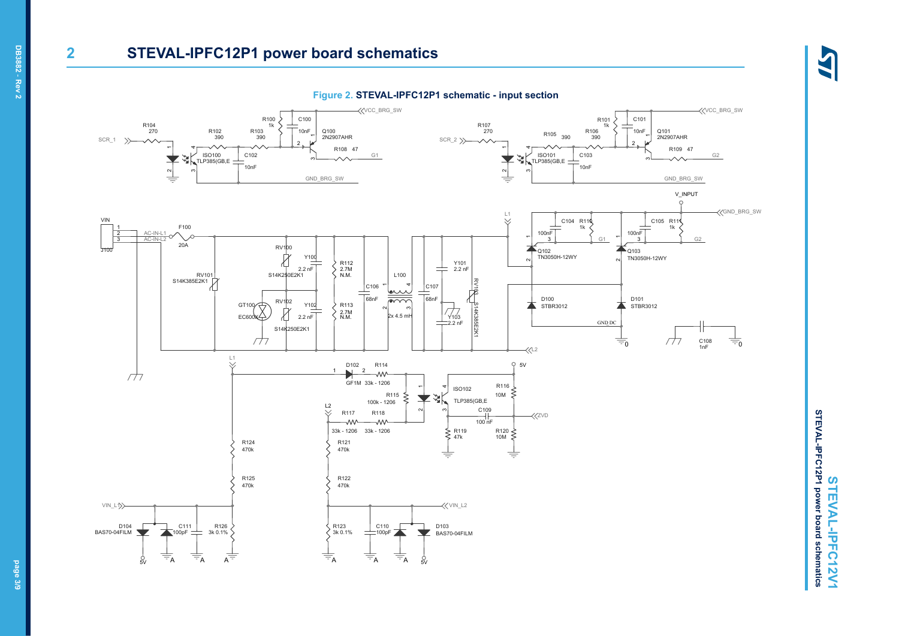## 2 STEVAL-IPFC12P1 power board schematics

**Figure 2.** STEVAL-IPFC12P1 schematic - input section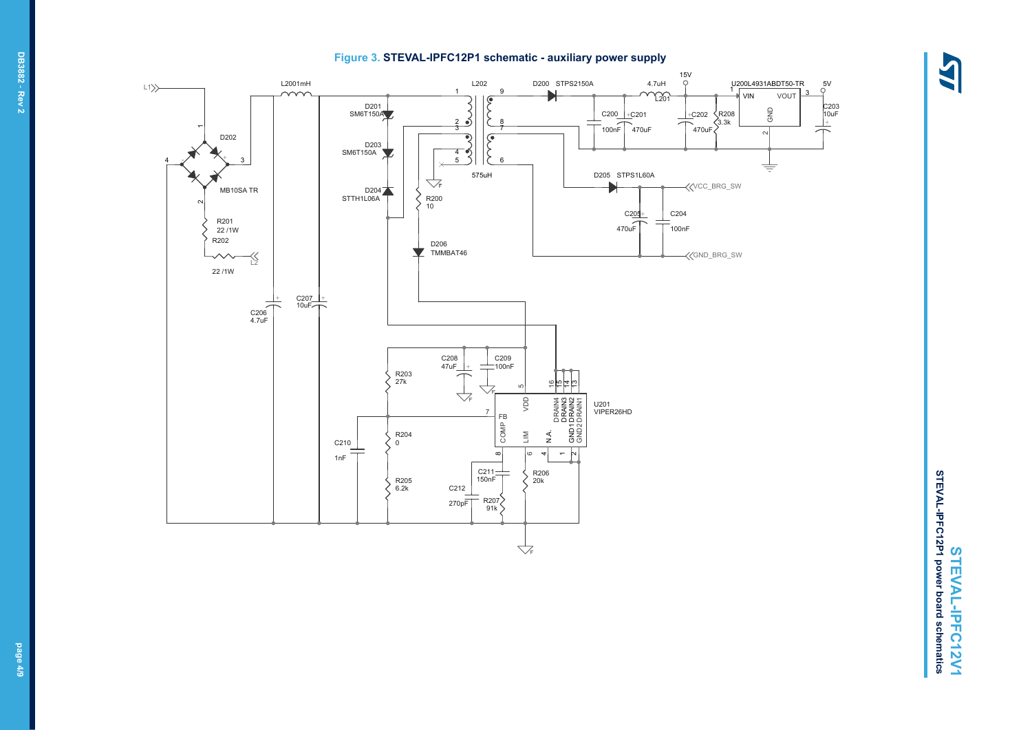**Figure 3. STEVAL-IPFC12P1 schematic - auxiliary power supply**

L1 L2001mH L202 D200 STPS2150A 4.7uH 15V U200L4931ABDT50-TR 5V

D201 SM6T150A

D202

D203 SM6T150A

MB10SA TR

D204 STTH1L06A

R200 10

575uH

L201

C200 100nF C201 470uF C202 470uF R208 3.3k

VIN VOUT GND

C203 10uF

D205 STPS1L60A

VCC_BRG_SW

C205 470uF C204 100nF

GND_BRG_SW

R201 22 /1W R202 22 /1W L2

D206 TMMBAT46

C206 4.7uF C207 10uF

C208 47uF C209 100nF

R203 27k

R204 0

R205 6.2k

C210 1nF

C211 150nF C212 270pF R207 91k

R206 20k

FB COMP VDD LIM N.A. DRAIN4 DRAIN3 DRAIN2 DRAIN1 GND1 GND2

U201 VIPER26HD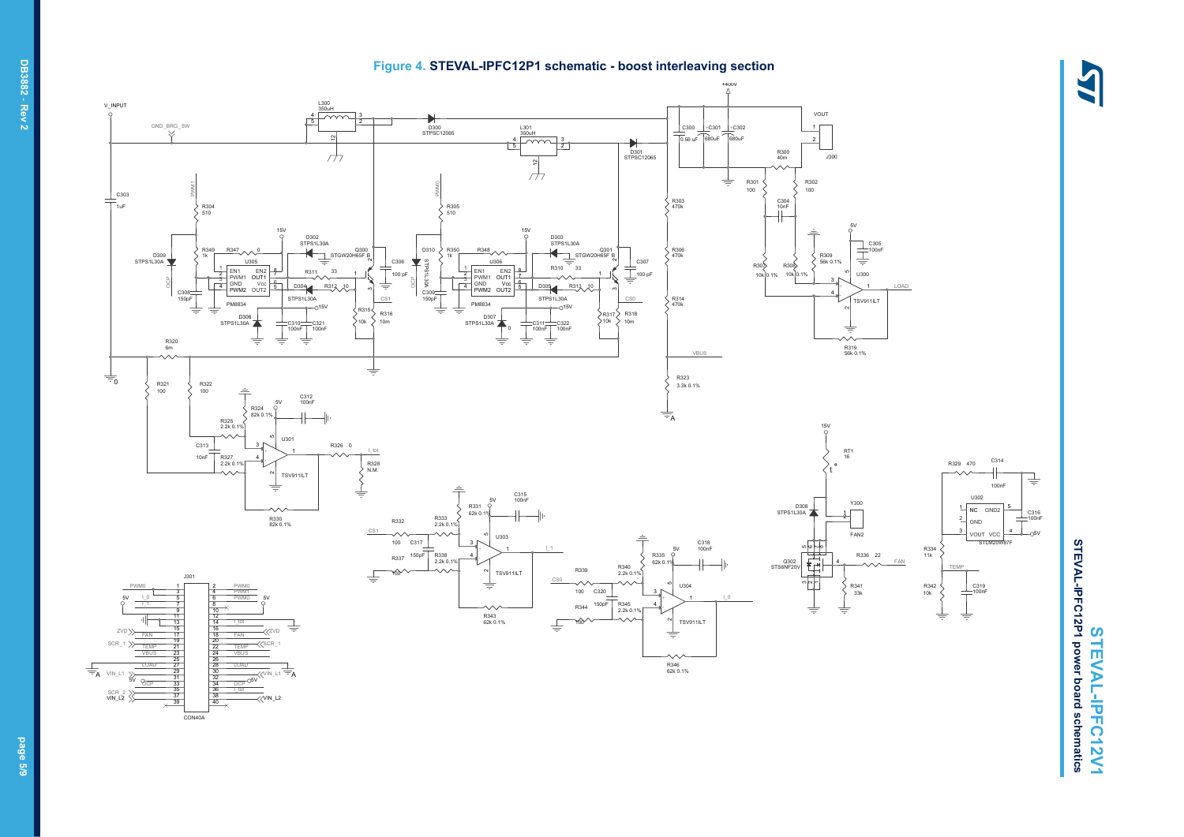**Figure 4. STEVAL-IPFC12P1 schematic - boost interleaving section**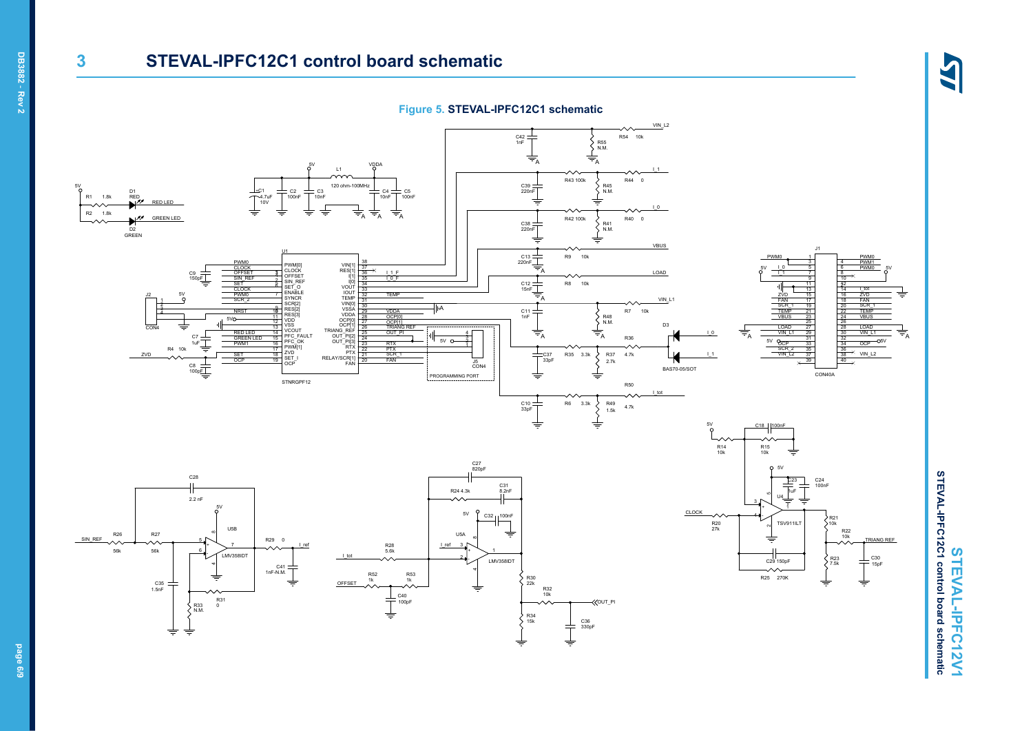## 3 STEVAL-IPFC12C1 control board schematic

**Figure 5. STEVAL-IPFC12C1 schematic**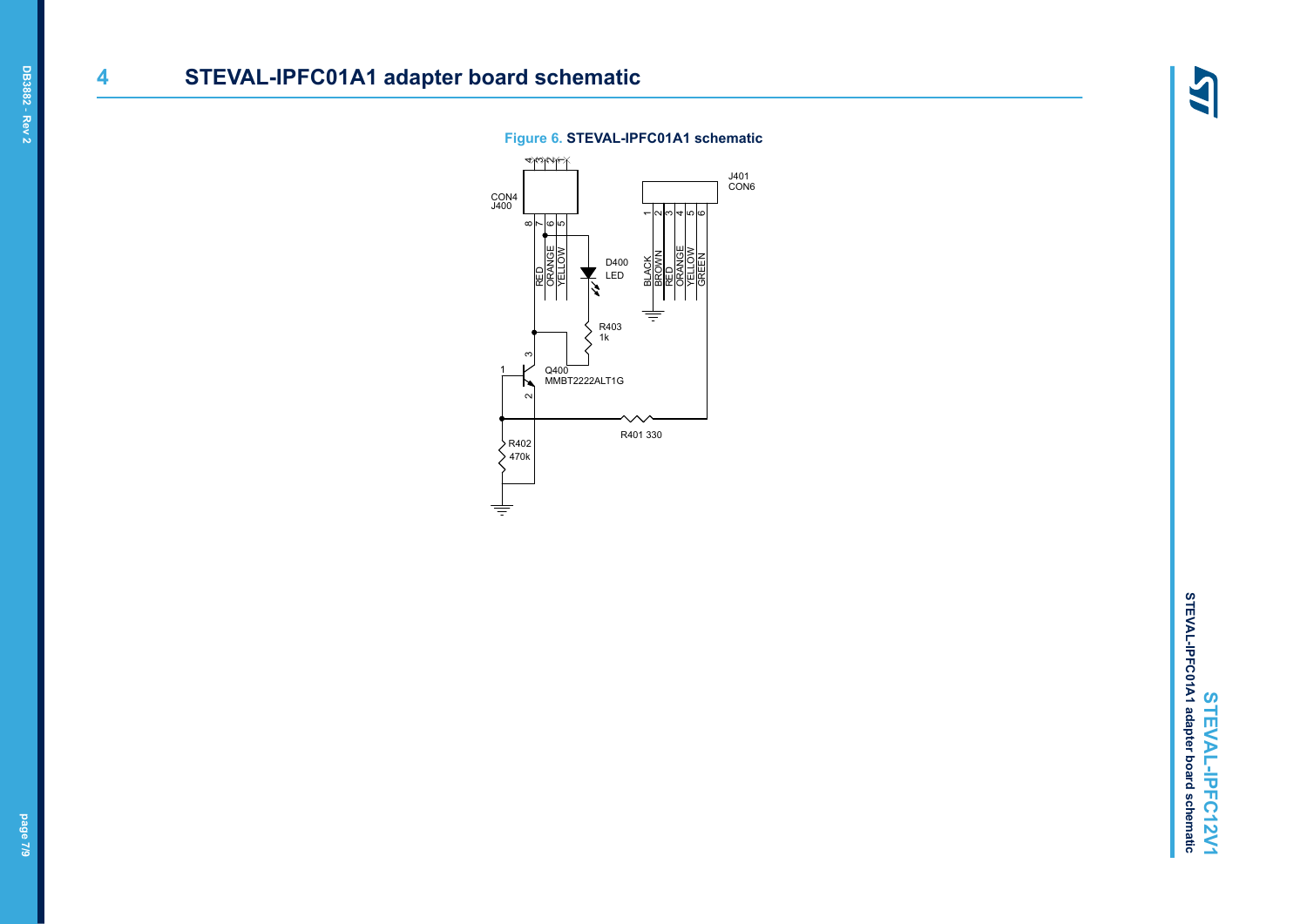# 4 STEVAL-IPFC01A1 adapter board schematic

Figure 6. **STEVAL-IPFC01A1 schematic**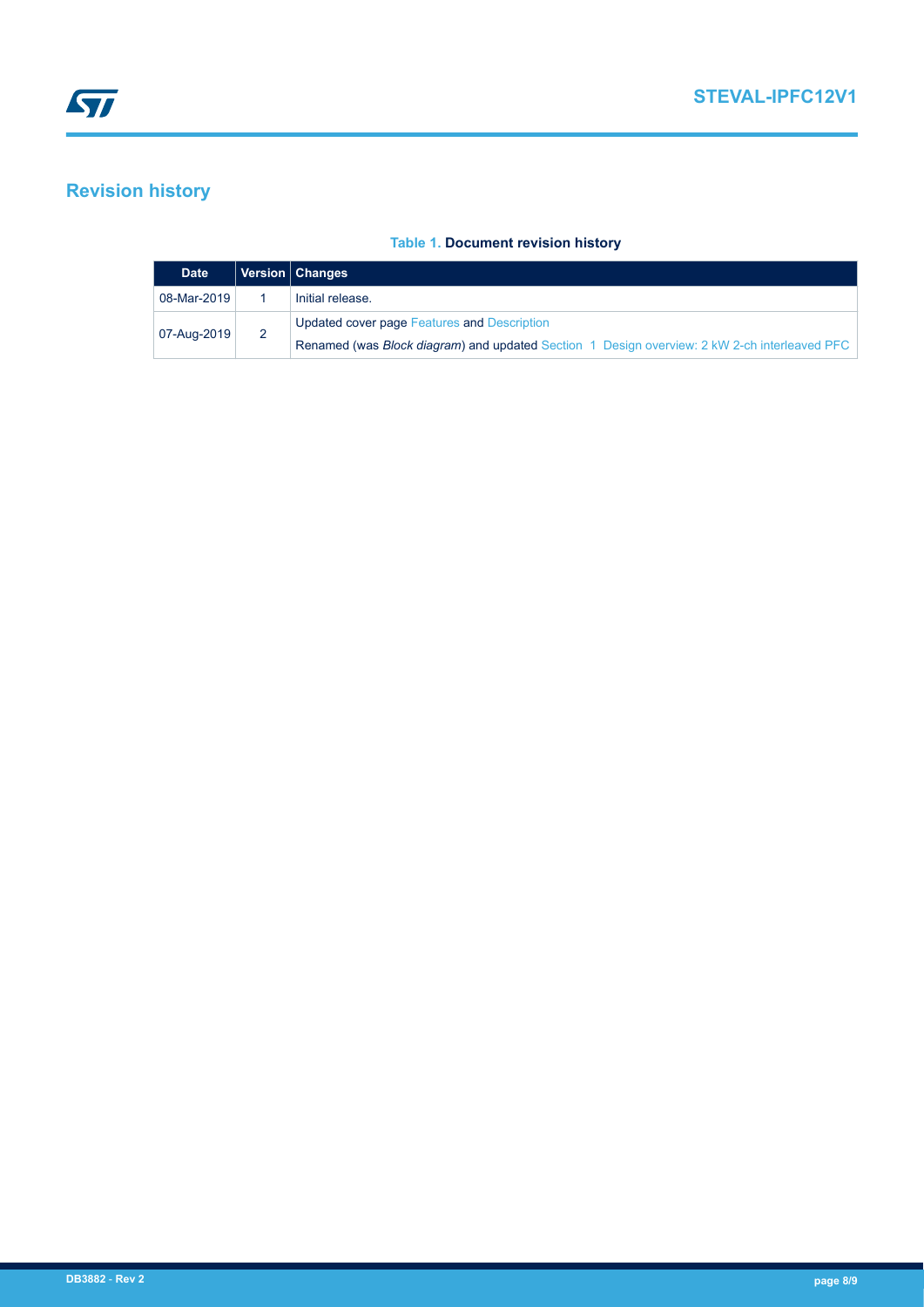## Revision history

**Table 1. Document revision history**

| Date | Version | Changes |
| --- | --- | --- |
| 08-Mar-2019 | 1 | Initial release. |
| 07-Aug-2019 | 2 | Updated cover page Features and Description<br>Renamed (was *Block diagram*) and updated Section 1 Design overview: 2 kW 2-ch interleaved PFC |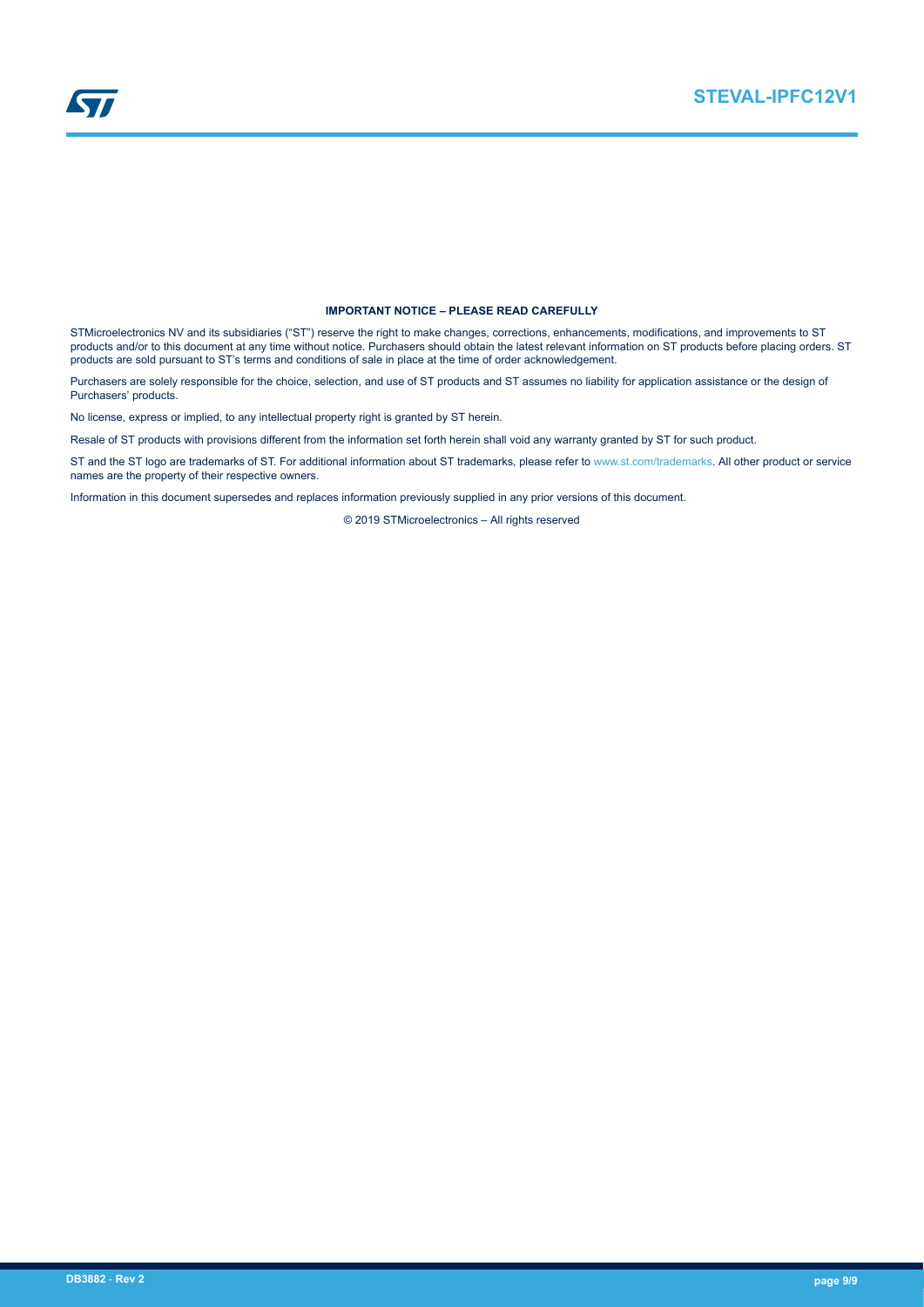**IMPORTANT NOTICE – PLEASE READ CAREFULLY**

STMicroelectronics NV and its subsidiaries ("ST") reserve the right to make changes, corrections, enhancements, modifications, and improvements to ST products and/or to this document at any time without notice. Purchasers should obtain the latest relevant information on ST products before placing orders. ST products are sold pursuant to ST's terms and conditions of sale in place at the time of order acknowledgement.

Purchasers are solely responsible for the choice, selection, and use of ST products and ST assumes no liability for application assistance or the design of Purchasers' products.

No license, express or implied, to any intellectual property right is granted by ST herein.

Resale of ST products with provisions different from the information set forth herein shall void any warranty granted by ST for such product.

ST and the ST logo are trademarks of ST. For additional information about ST trademarks, please refer to www.st.com/trademarks. All other product or service names are the property of their respective owners.

Information in this document supersedes and replaces information previously supplied in any prior versions of this document.

© 2019 STMicroelectronics – All rights reserved